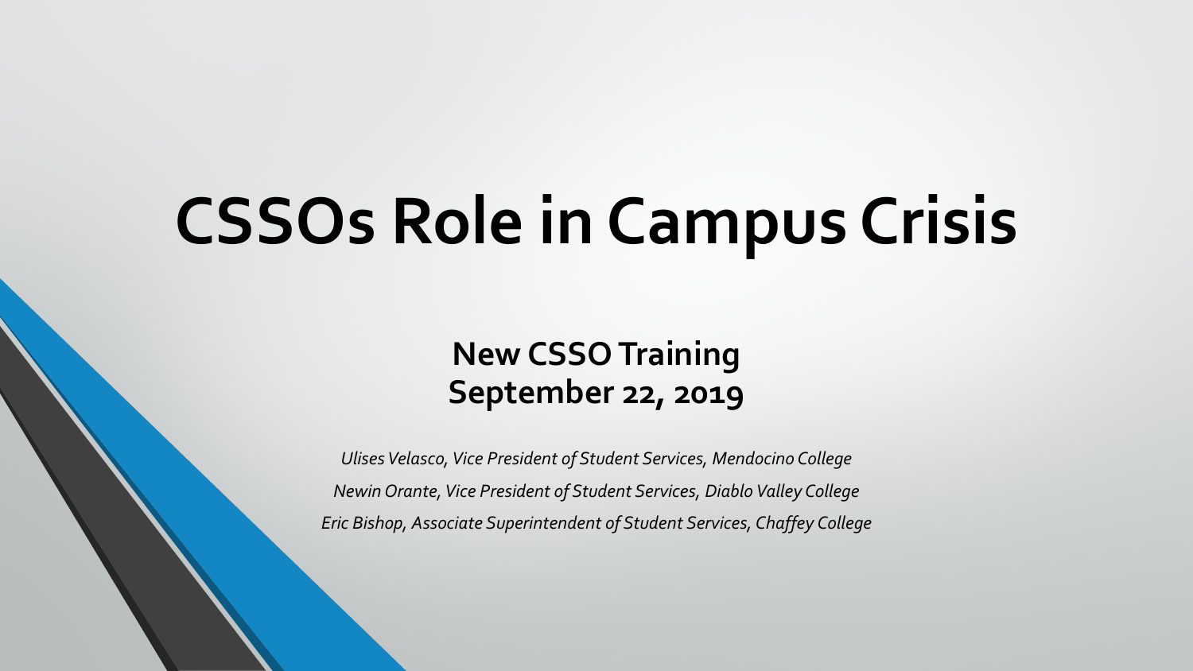# CSSOs Role in Campus Crisis

## New CSSO Training
## September 22, 2019

*Ulises Velasco, Vice President of Student Services, Mendocino College*

*Newin Orante, Vice President of Student Services, Diablo Valley College*

*Eric Bishop, Associate Superintendent of Student Services, Chaffey College*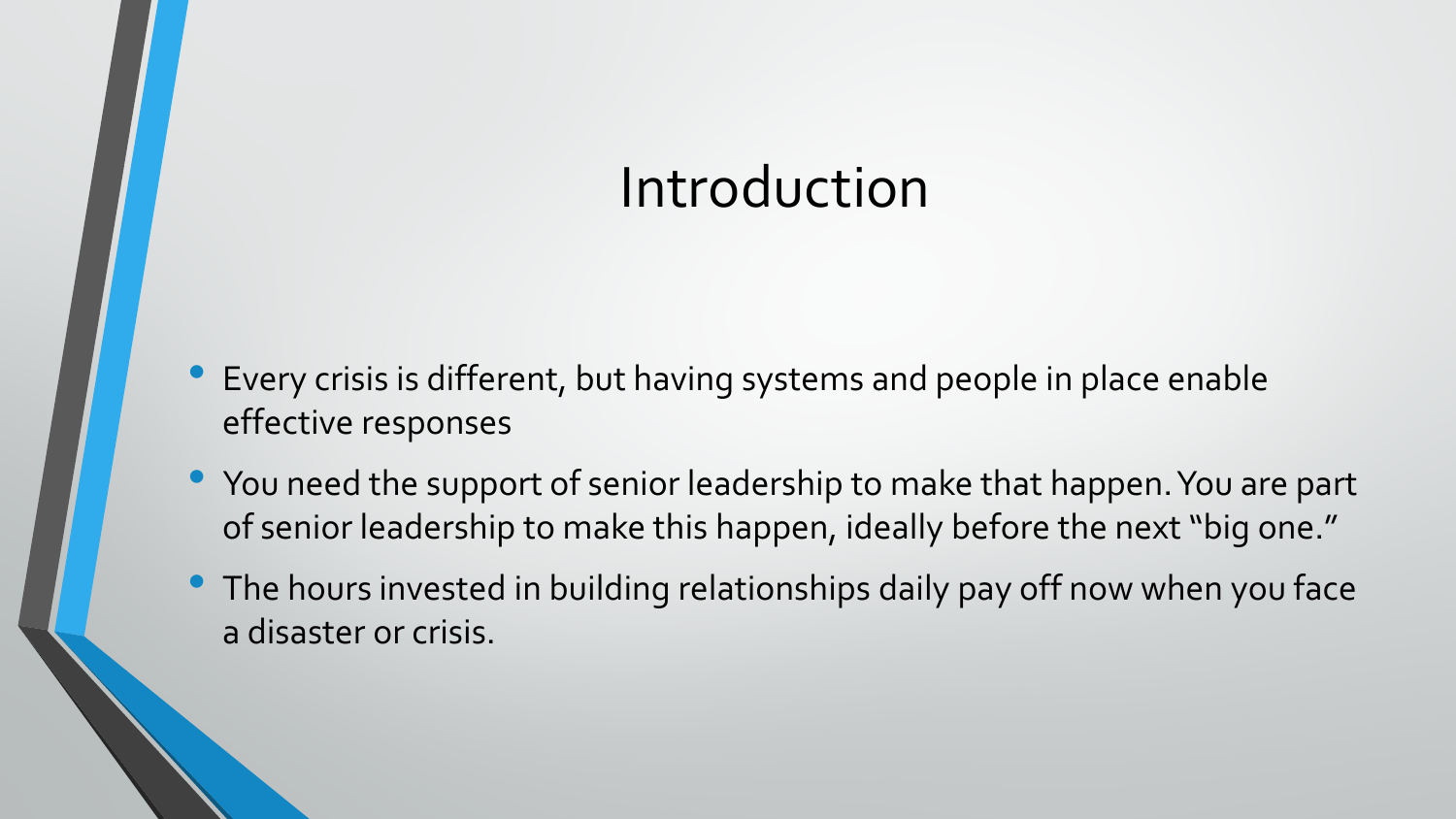# Introduction

- Every crisis is different, but having systems and people in place enable effective responses
- You need the support of senior leadership to make that happen. You are part of senior leadership to make this happen, ideally before the next "big one."
- The hours invested in building relationships daily pay off now when you face a disaster or crisis.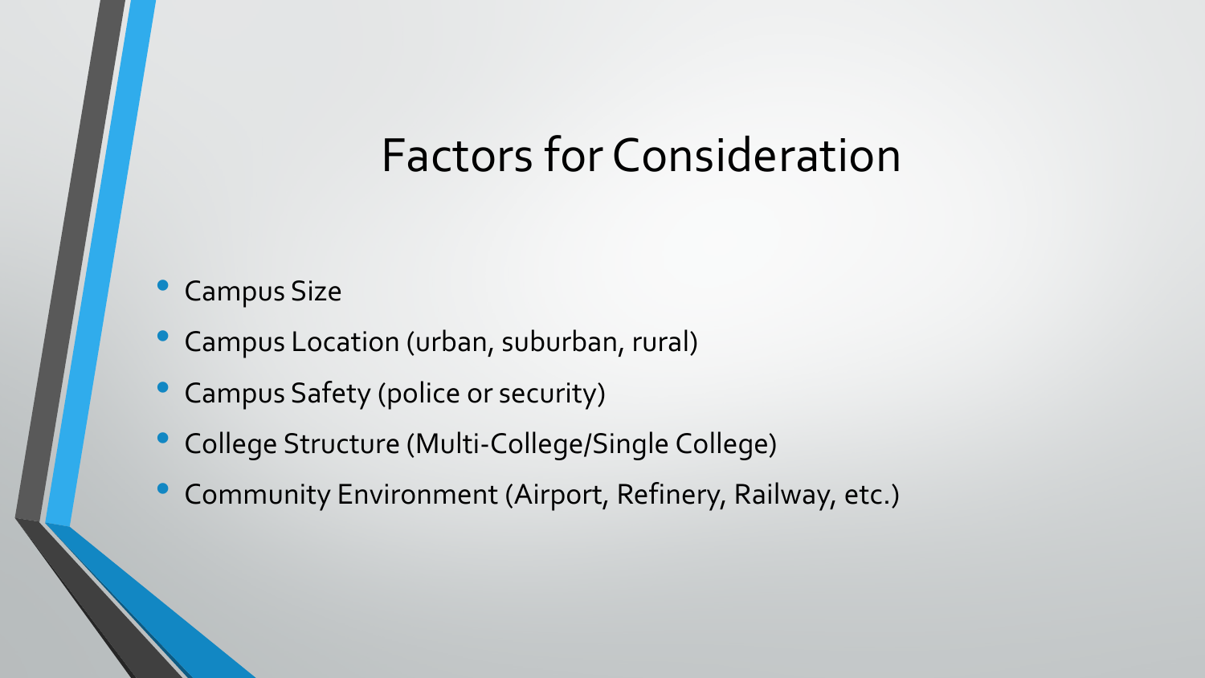# Factors for Consideration

- Campus Size
- Campus Location (urban, suburban, rural)
- Campus Safety (police or security)
- College Structure (Multi-College/Single College)
- Community Environment (Airport, Refinery, Railway, etc.)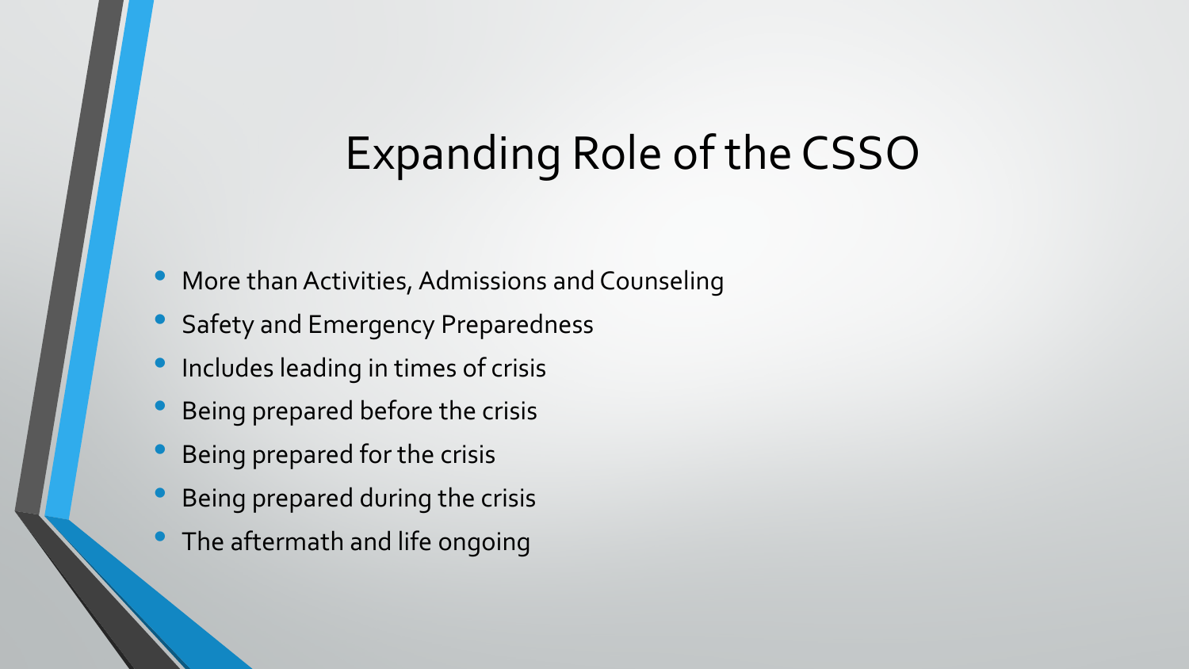# Expanding Role of the CSSO

- More than Activities, Admissions and Counseling
- Safety and Emergency Preparedness
- Includes leading in times of crisis
- Being prepared before the crisis
- Being prepared for the crisis
- Being prepared during the crisis
- The aftermath and life ongoing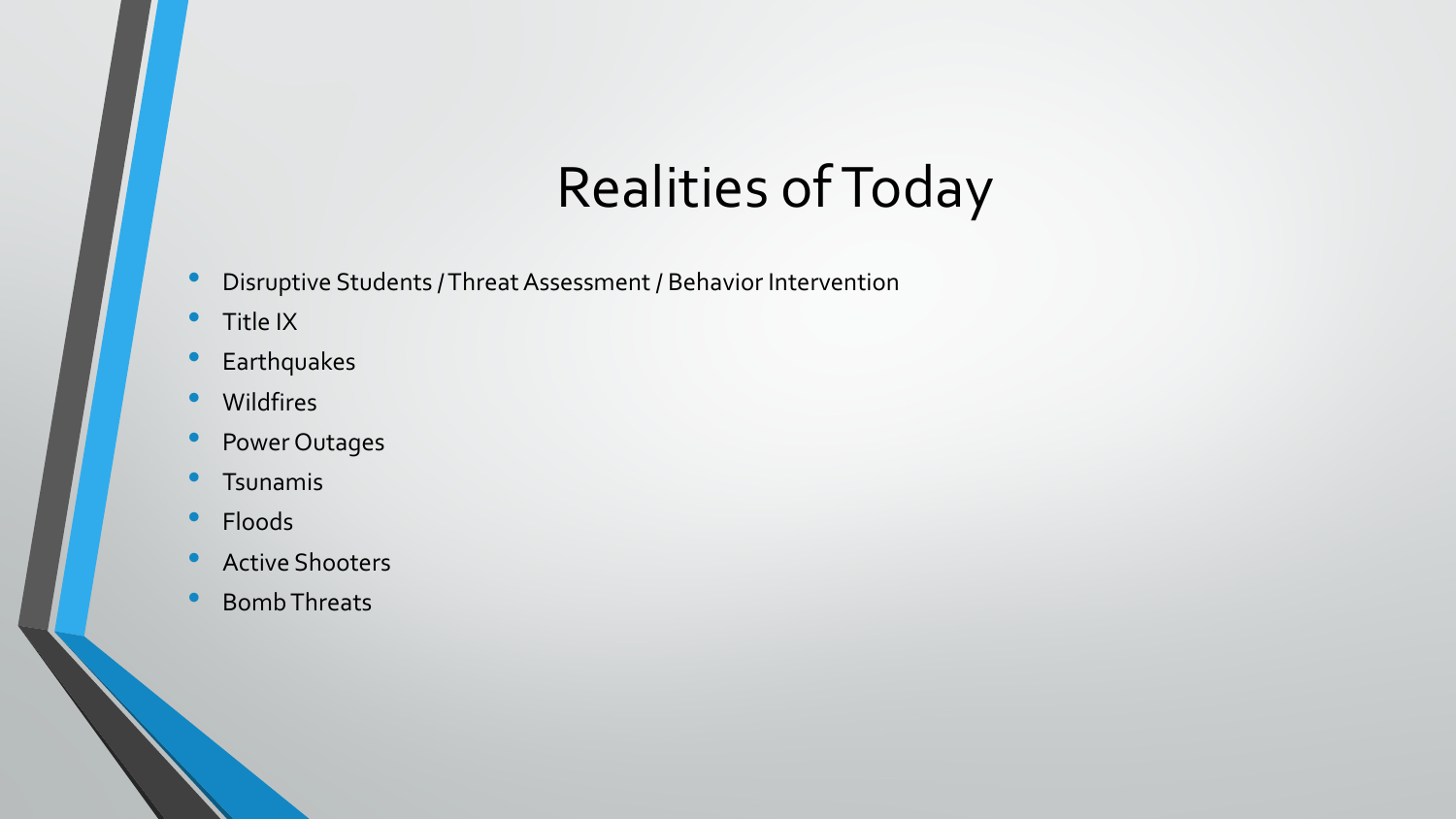# Realities of Today

- Disruptive Students / Threat Assessment / Behavior Intervention
- Title IX
- Earthquakes
- Wildfires
- Power Outages
- Tsunamis
- Floods
- Active Shooters
- Bomb Threats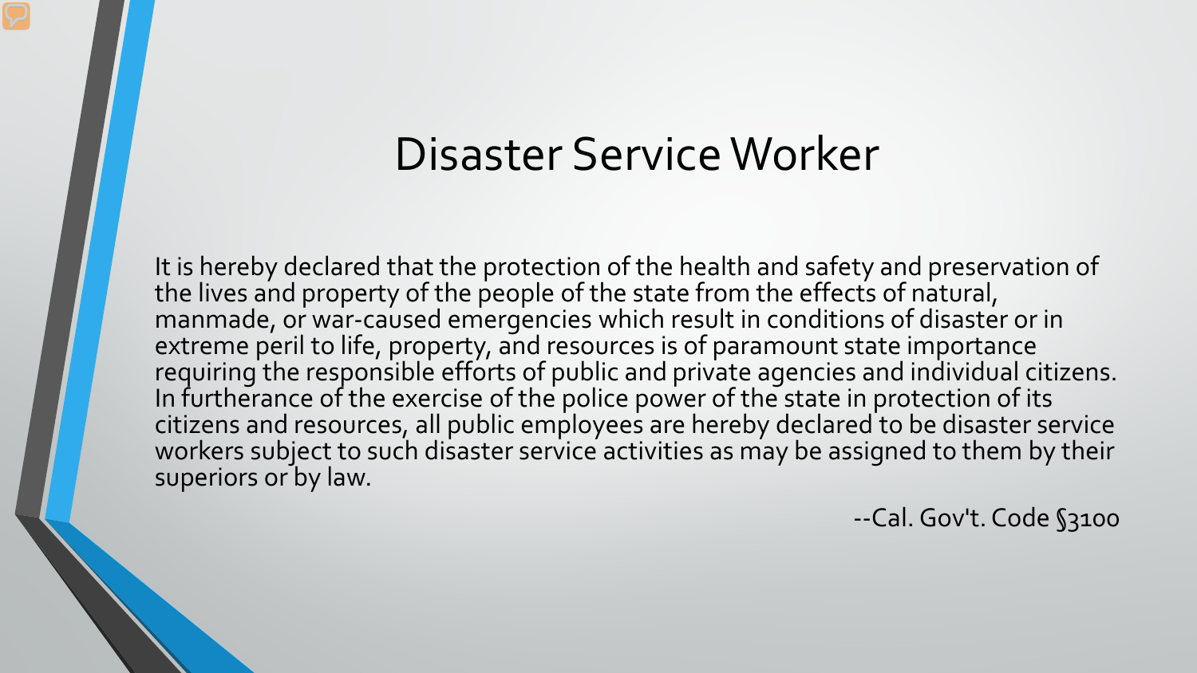# Disaster Service Worker

It is hereby declared that the protection of the health and safety and preservation of the lives and property of the people of the state from the effects of natural, manmade, or war-caused emergencies which result in conditions of disaster or in extreme peril to life, property, and resources is of paramount state importance requiring the responsible efforts of public and private agencies and individual citizens. In furtherance of the exercise of the police power of the state in protection of its citizens and resources, all public employees are hereby declared to be disaster service workers subject to such disaster service activities as may be assigned to them by their superiors or by law.

--Cal. Gov't. Code §3100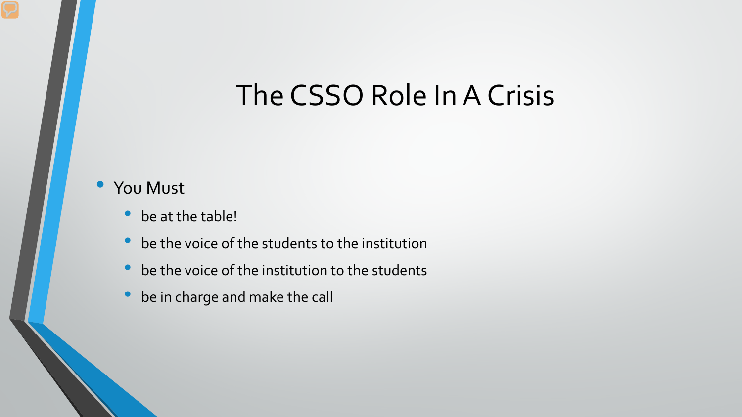# The CSSO Role In A Crisis

- You Must
  - be at the table!
  - be the voice of the students to the institution
  - be the voice of the institution to the students
  - be in charge and make the call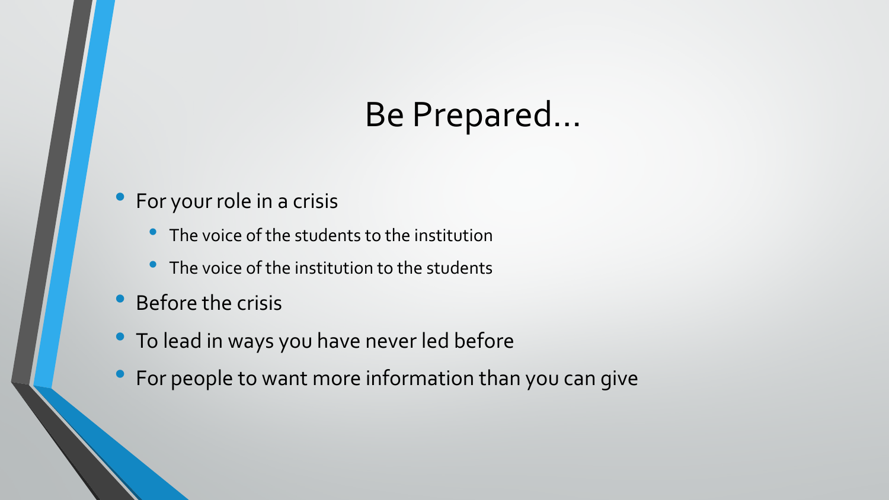# Be Prepared…

- For your role in a crisis
  - The voice of the students to the institution
  - The voice of the institution to the students
- Before the crisis
- To lead in ways you have never led before
- For people to want more information than you can give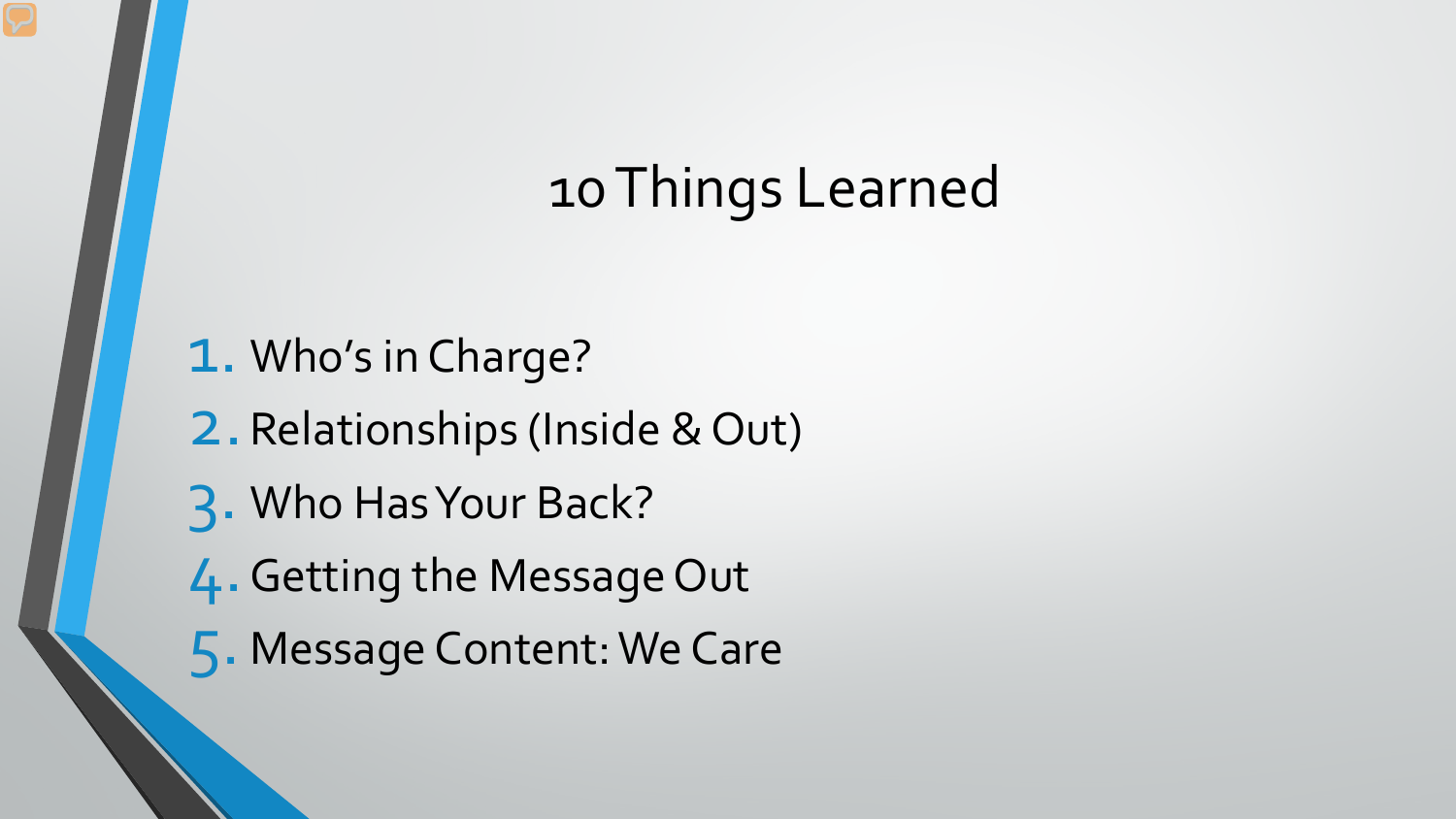# 10 Things Learned

1. Who's in Charge?
2. Relationships (Inside & Out)
3. Who Has Your Back?
4. Getting the Message Out
5. Message Content: We Care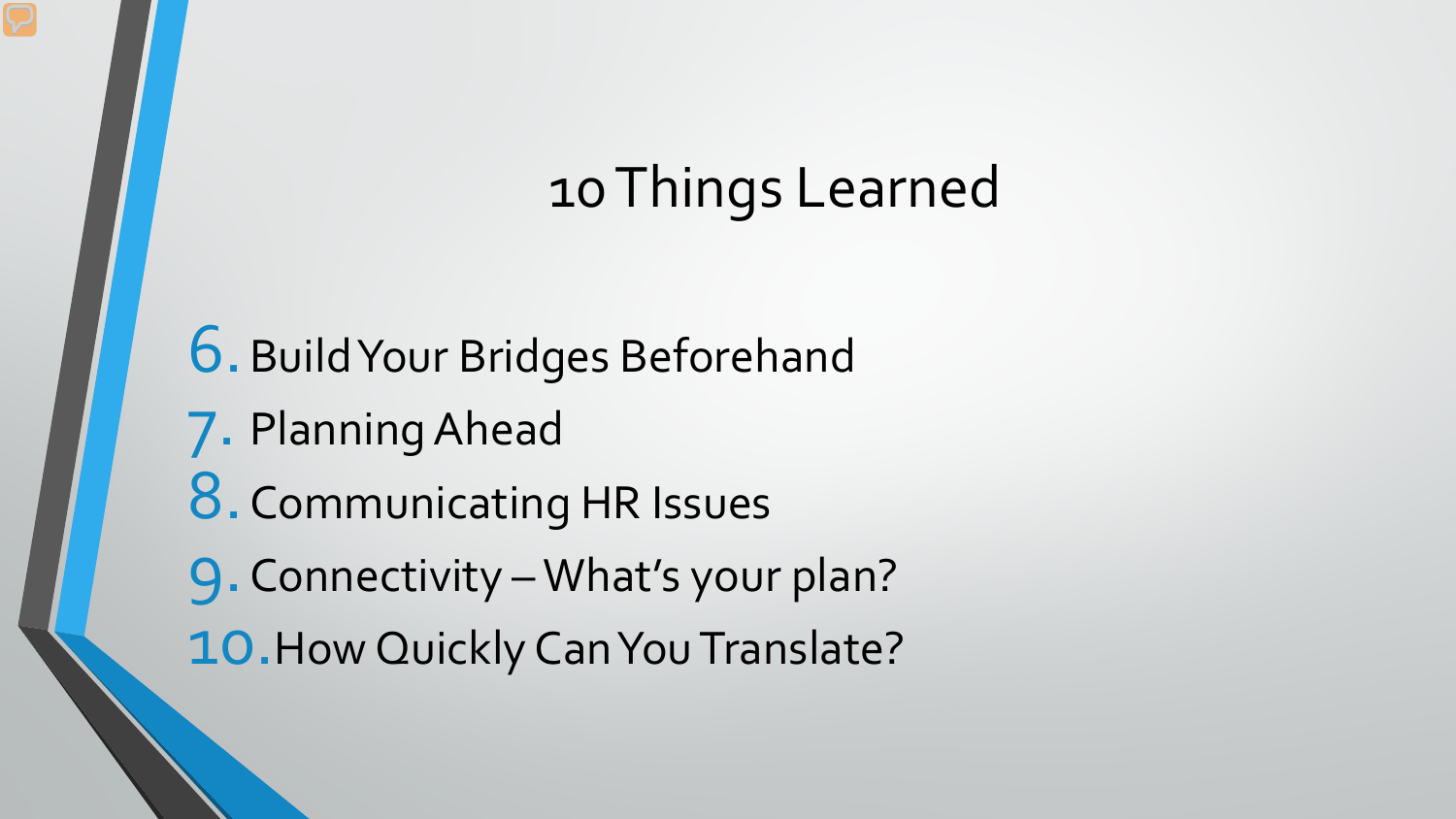# 10 Things Learned

6. Build Your Bridges Beforehand
7. Planning Ahead
8. Communicating HR Issues
9. Connectivity – What's your plan?
10. How Quickly Can You Translate?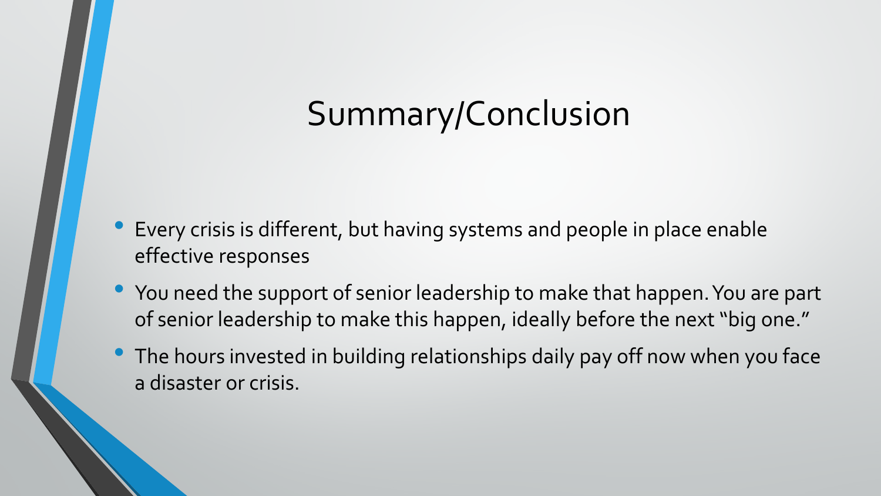# Summary/Conclusion

- Every crisis is different, but having systems and people in place enable effective responses
- You need the support of senior leadership to make that happen. You are part of senior leadership to make this happen, ideally before the next "big one."
- The hours invested in building relationships daily pay off now when you face a disaster or crisis.